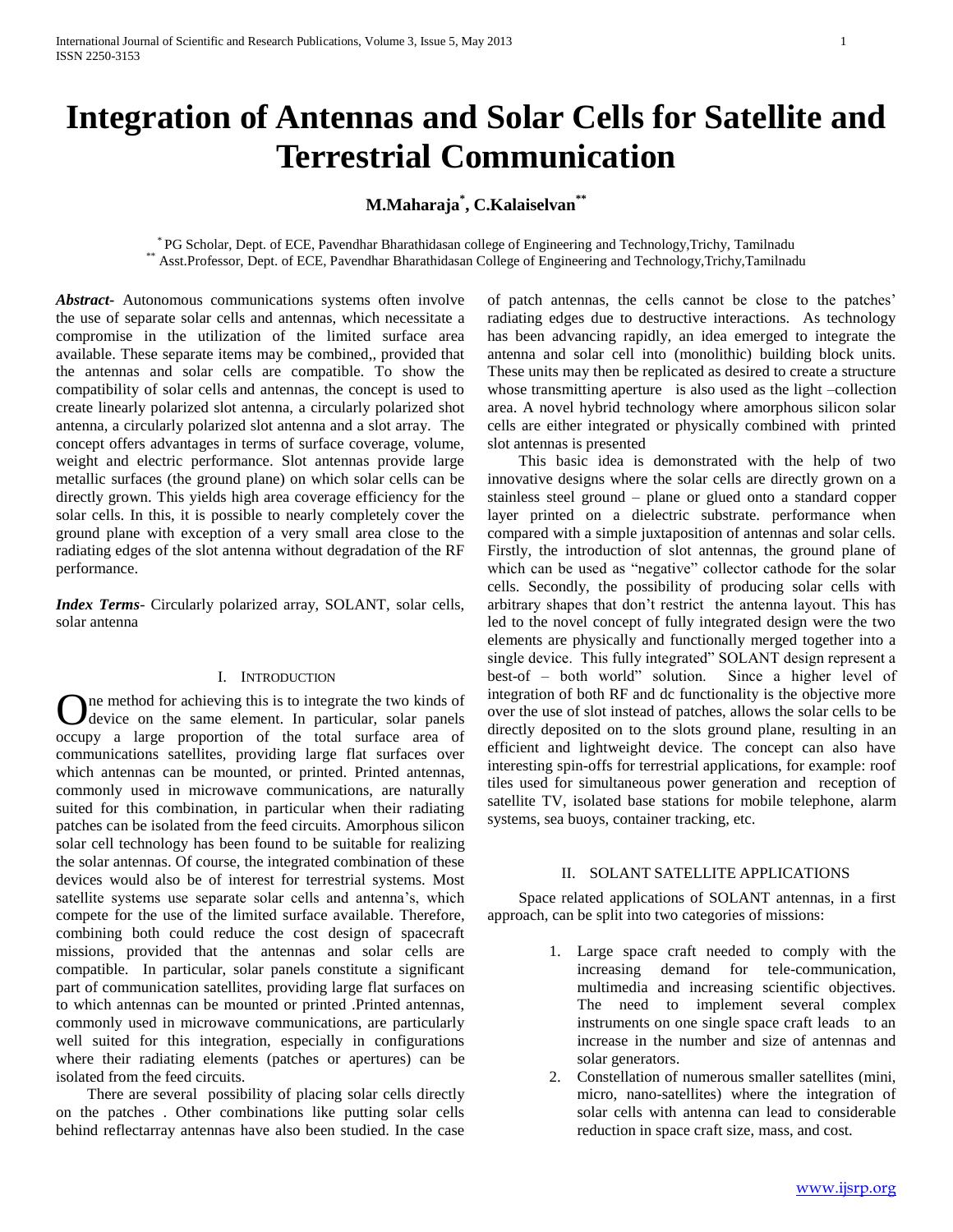# Integration of Antennas and Solar Cells for Satellite and Terrestrial Communication

**M.Maharaja*, C.Kalaiselvan****

\* PG Scholar, Dept. of ECE, Pavendhar Bharathidasan college of Engineering and Technology,Trichy, Tamilnadu
\*\* Asst.Professor, Dept. of ECE, Pavendhar Bharathidasan College of Engineering and Technology,Trichy,Tamilnadu

***Abstract-*** Autonomous communications systems often involve the use of separate solar cells and antennas, which necessitate a compromise in the utilization of the limited surface area available. These separate items may be combined,, provided that the antennas and solar cells are compatible. To show the compatibility of solar cells and antennas, the concept is used to create linearly polarized slot antenna, a circularly polarized shot antenna, a circularly polarized slot antenna and a slot array. The concept offers advantages in terms of surface coverage, volume, weight and electric performance. Slot antennas provide large metallic surfaces (the ground plane) on which solar cells can be directly grown. This yields high area coverage efficiency for the solar cells. In this, it is possible to nearly completely cover the ground plane with exception of a very small area close to the radiating edges of the slot antenna without degradation of the RF performance.

***Index Terms-*** Circularly polarized array, SOLANT, solar cells, solar antenna

## I. Introduction

One method for achieving this is to integrate the two kinds of device on the same element. In particular, solar panels occupy a large proportion of the total surface area of communications satellites, providing large flat surfaces over which antennas can be mounted, or printed. Printed antennas, commonly used in microwave communications, are naturally suited for this combination, in particular when their radiating patches can be isolated from the feed circuits. Amorphous silicon solar cell technology has been found to be suitable for realizing the solar antennas. Of course, the integrated combination of these devices would also be of interest for terrestrial systems. Most satellite systems use separate solar cells and antenna's, which compete for the use of the limited surface available. Therefore, combining both could reduce the cost design of spacecraft missions, provided that the antennas and solar cells are compatible. In particular, solar panels constitute a significant part of communication satellites, providing large flat surfaces on to which antennas can be mounted or printed .Printed antennas, commonly used in microwave communications, are particularly well suited for this integration, especially in configurations where their radiating elements (patches or apertures) can be isolated from the feed circuits.

There are several possibility of placing solar cells directly on the patches . Other combinations like putting solar cells behind reflectarray antennas have also been studied. In the case of patch antennas, the cells cannot be close to the patches' radiating edges due to destructive interactions. As technology has been advancing rapidly, an idea emerged to integrate the antenna and solar cell into (monolithic) building block units. These units may then be replicated as desired to create a structure whose transmitting aperture is also used as the light –collection area. A novel hybrid technology where amorphous silicon solar cells are either integrated or physically combined with printed slot antennas is presented

This basic idea is demonstrated with the help of two innovative designs where the solar cells are directly grown on a stainless steel ground – plane or glued onto a standard copper layer printed on a dielectric substrate. performance when compared with a simple juxtaposition of antennas and solar cells. Firstly, the introduction of slot antennas, the ground plane of which can be used as "negative" collector cathode for the solar cells. Secondly, the possibility of producing solar cells with arbitrary shapes that don't restrict the antenna layout. This has led to the novel concept of fully integrated design were the two elements are physically and functionally merged together into a single device. This fully integrated" SOLANT design represent a best-of – both world" solution. Since a higher level of integration of both RF and dc functionality is the objective more over the use of slot instead of patches, allows the solar cells to be directly deposited on to the slots ground plane, resulting in an efficient and lightweight device. The concept can also have interesting spin-offs for terrestrial applications, for example: roof tiles used for simultaneous power generation and reception of satellite TV, isolated base stations for mobile telephone, alarm systems, sea buoys, container tracking, etc.

## II. SOLANT Satellite Applications

Space related applications of SOLANT antennas, in a first approach, can be split into two categories of missions:

1. Large space craft needed to comply with the increasing demand for tele-communication, multimedia and increasing scientific objectives. The need to implement several complex instruments on one single space craft leads to an increase in the number and size of antennas and solar generators.
2. Constellation of numerous smaller satellites (mini, micro, nano-satellites) where the integration of solar cells with antenna can lead to considerable reduction in space craft size, mass, and cost.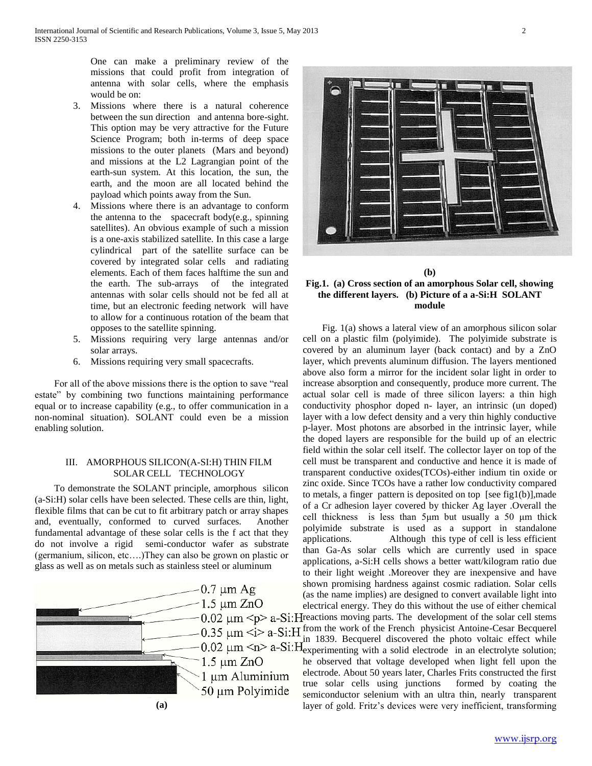One can make a preliminary review of the missions that could profit from integration of antenna with solar cells, where the emphasis would be on:

3. Missions where there is a natural coherence between the sun direction and antenna bore-sight. This option may be very attractive for the Future Science Program; both in-terms of deep space missions to the outer planets (Mars and beyond) and missions at the L2 Lagrangian point of the earth-sun system. At this location, the sun, the earth, and the moon are all located behind the payload which points away from the Sun.
4. Missions where there is an advantage to conform the antenna to the spacecraft body(e.g., spinning satellites). An obvious example of such a mission is a one-axis stabilized satellite. In this case a large cylindrical part of the satellite surface can be covered by integrated solar cells and radiating elements. Each of them faces halftime the sun and the earth. The sub-arrays of the integrated antennas with solar cells should not be fed all at time, but an electronic feeding network will have to allow for a continuous rotation of the beam that opposes to the satellite spinning.
5. Missions requiring very large antennas and/or solar arrays.
6. Missions requiring very small spacecrafts.

For all of the above missions there is the option to save "real estate" by combining two functions maintaining performance equal or to increase capability (e.g., to offer communication in a non-nominal situation). SOLANT could even be a mission enabling solution.

## III. AMORPHOUS SILICON(A-SI:H) THIN FILM SOLAR CELL TECHNOLOGY

To demonstrate the SOLANT principle, amorphous silicon (a-Si:H) solar cells have been selected. These cells are thin, light, flexible films that can be cut to fit arbitrary patch or array shapes and, eventually, conformed to curved surfaces. Another fundamental advantage of these solar cells is the f act that they do not involve a rigid semi-conductor wafer as substrate (germanium, silicon, etc….)They can also be grown on plastic or glass as well as on metals such as stainless steel or aluminum

0.7 μm Ag
1.5 μm ZnO
0.02 μm <p> a-Si:H
0.35 μm <i> a-Si:H
0.02 μm <n> a-Si:H
1.5 μm ZnO
1 μm Aluminium
50 μm Polyimide

(a)

(b)

**Fig.1. (a) Cross section of an amorphous Solar cell, showing the different layers. (b) Picture of a a-Si:H SOLANT module**

Fig. 1(a) shows a lateral view of an amorphous silicon solar cell on a plastic film (polyimide). The polyimide substrate is covered by an aluminum layer (back contact) and by a ZnO layer, which prevents aluminum diffusion. The layers mentioned above also form a mirror for the incident solar light in order to increase absorption and consequently, produce more current. The actual solar cell is made of three silicon layers: a thin high conductivity phosphor doped n- layer, an intrinsic (un doped) layer with a low defect density and a very thin highly conductive p-layer. Most photons are absorbed in the intrinsic layer, while the doped layers are responsible for the build up of an electric field within the solar cell itself. The collector layer on top of the cell must be transparent and conductive and hence it is made of transparent conductive oxides(TCOs)-either indium tin oxide or zinc oxide. Since TCOs have a rather low conductivity compared to metals, a finger pattern is deposited on top [see fig1(b)],made of a Cr adhesion layer covered by thicker Ag layer .Overall the cell thickness is less than 5μm but usually a 50 μm thick polyimide substrate is used as a support in standalone applications. Although this type of cell is less efficient than Ga-As solar cells which are currently used in space applications, a-Si:H cells shows a better watt/kilogram ratio due to their light weight .Moreover they are inexpensive and have shown promising hardness against cosmic radiation. Solar cells (as the name implies) are designed to convert available light into electrical energy. They do this without the use of either chemical reactions moving parts. The development of the solar cell stems from the work of the French physicist Antoine-Cesar Becquerel in 1839. Becquerel discovered the photo voltaic effect while experimenting with a solid electrode in an electrolyte solution; he observed that voltage developed when light fell upon the electrode. About 50 years later, Charles Frits constructed the first true solar cells using junctions formed by coating the semiconductor selenium with an ultra thin, nearly transparent layer of gold. Fritz's devices were very inefficient, transforming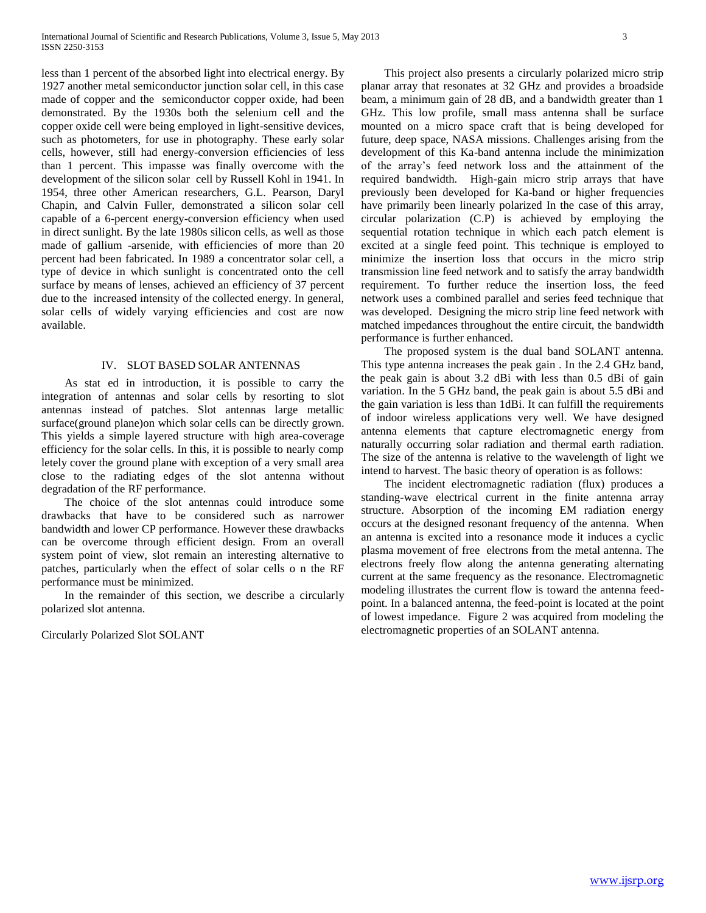less than 1 percent of the absorbed light into electrical energy. By 1927 another metal semiconductor junction solar cell, in this case made of copper and the semiconductor copper oxide, had been demonstrated. By the 1930s both the selenium cell and the copper oxide cell were being employed in light-sensitive devices, such as photometers, for use in photography. These early solar cells, however, still had energy-conversion efficiencies of less than 1 percent. This impasse was finally overcome with the development of the silicon solar cell by Russell Kohl in 1941. In 1954, three other American researchers, G.L. Pearson, Daryl Chapin, and Calvin Fuller, demonstrated a silicon solar cell capable of a 6-percent energy-conversion efficiency when used in direct sunlight. By the late 1980s silicon cells, as well as those made of gallium -arsenide, with efficiencies of more than 20 percent had been fabricated. In 1989 a concentrator solar cell, a type of device in which sunlight is concentrated onto the cell surface by means of lenses, achieved an efficiency of 37 percent due to the increased intensity of the collected energy. In general, solar cells of widely varying efficiencies and cost are now available.

## IV. SLOT BASED SOLAR ANTENNAS

As stat ed in introduction, it is possible to carry the integration of antennas and solar cells by resorting to slot antennas instead of patches. Slot antennas large metallic surface(ground plane)on which solar cells can be directly grown. This yields a simple layered structure with high area-coverage efficiency for the solar cells. In this, it is possible to nearly comp letely cover the ground plane with exception of a very small area close to the radiating edges of the slot antenna without degradation of the RF performance.

The choice of the slot antennas could introduce some drawbacks that have to be considered such as narrower bandwidth and lower CP performance. However these drawbacks can be overcome through efficient design. From an overall system point of view, slot remain an interesting alternative to patches, particularly when the effect of solar cells o n the RF performance must be minimized.

In the remainder of this section, we describe a circularly polarized slot antenna.

Circularly Polarized Slot SOLANT

This project also presents a circularly polarized micro strip planar array that resonates at 32 GHz and provides a broadside beam, a minimum gain of 28 dB, and a bandwidth greater than 1 GHz. This low profile, small mass antenna shall be surface mounted on a micro space craft that is being developed for future, deep space, NASA missions. Challenges arising from the development of this Ka-band antenna include the minimization of the array's feed network loss and the attainment of the required bandwidth. High-gain micro strip arrays that have previously been developed for Ka-band or higher frequencies have primarily been linearly polarized In the case of this array, circular polarization (C.P) is achieved by employing the sequential rotation technique in which each patch element is excited at a single feed point. This technique is employed to minimize the insertion loss that occurs in the micro strip transmission line feed network and to satisfy the array bandwidth requirement. To further reduce the insertion loss, the feed network uses a combined parallel and series feed technique that was developed. Designing the micro strip line feed network with matched impedances throughout the entire circuit, the bandwidth performance is further enhanced.

The proposed system is the dual band SOLANT antenna. This type antenna increases the peak gain . In the 2.4 GHz band, the peak gain is about 3.2 dBi with less than 0.5 dBi of gain variation. In the 5 GHz band, the peak gain is about 5.5 dBi and the gain variation is less than 1dBi. It can fulfill the requirements of indoor wireless applications very well. We have designed antenna elements that capture electromagnetic energy from naturally occurring solar radiation and thermal earth radiation. The size of the antenna is relative to the wavelength of light we intend to harvest. The basic theory of operation is as follows:

The incident electromagnetic radiation (flux) produces a standing-wave electrical current in the finite antenna array structure. Absorption of the incoming EM radiation energy occurs at the designed resonant frequency of the antenna. When an antenna is excited into a resonance mode it induces a cyclic plasma movement of free electrons from the metal antenna. The electrons freely flow along the antenna generating alternating current at the same frequency as the resonance. Electromagnetic modeling illustrates the current flow is toward the antenna feed-point. In a balanced antenna, the feed-point is located at the point of lowest impedance. Figure 2 was acquired from modeling the electromagnetic properties of an SOLANT antenna.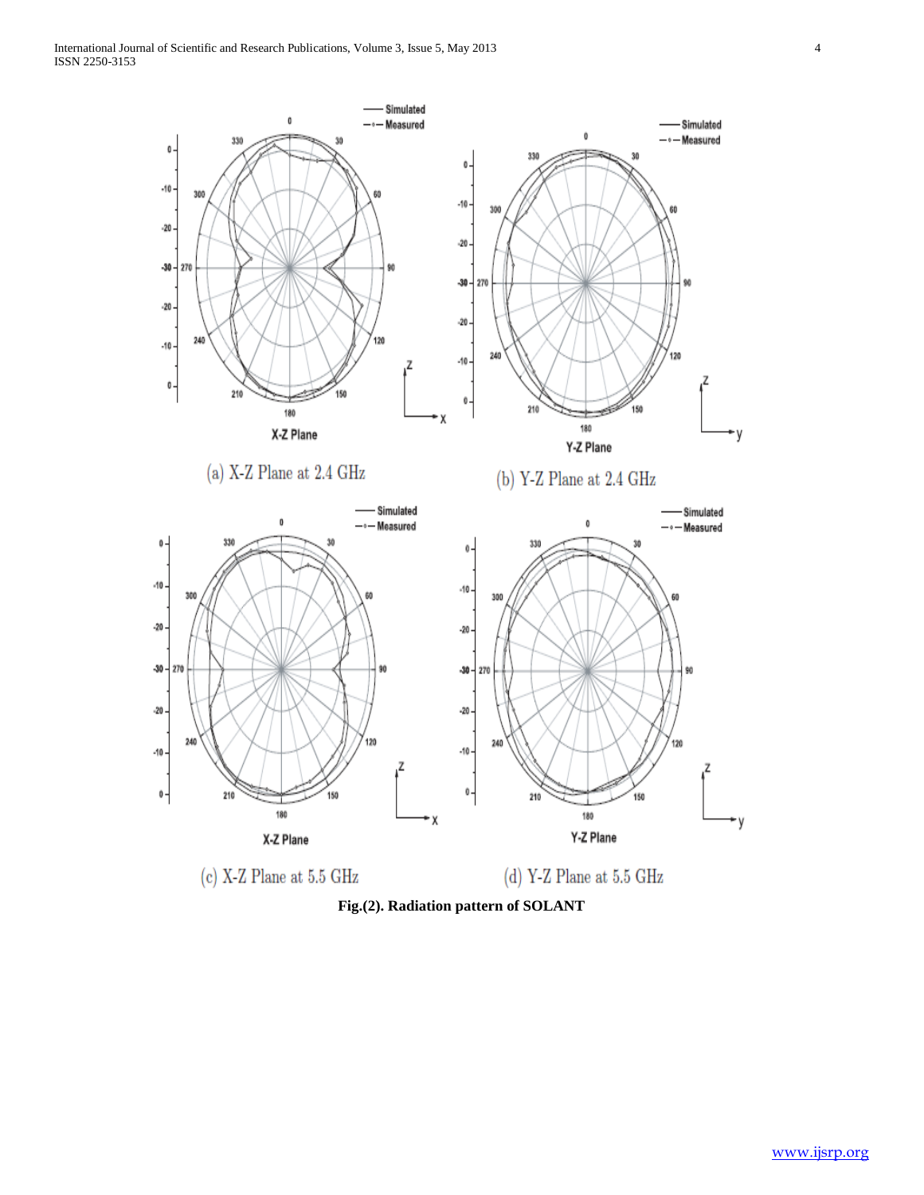(a) X-Z Plane at 2.4 GHz

(b) Y-Z Plane at 2.4 GHz

(c) X-Z Plane at 5.5 GHz

(d) Y-Z Plane at 5.5 GHz

**Fig.(2). Radiation pattern of SOLANT**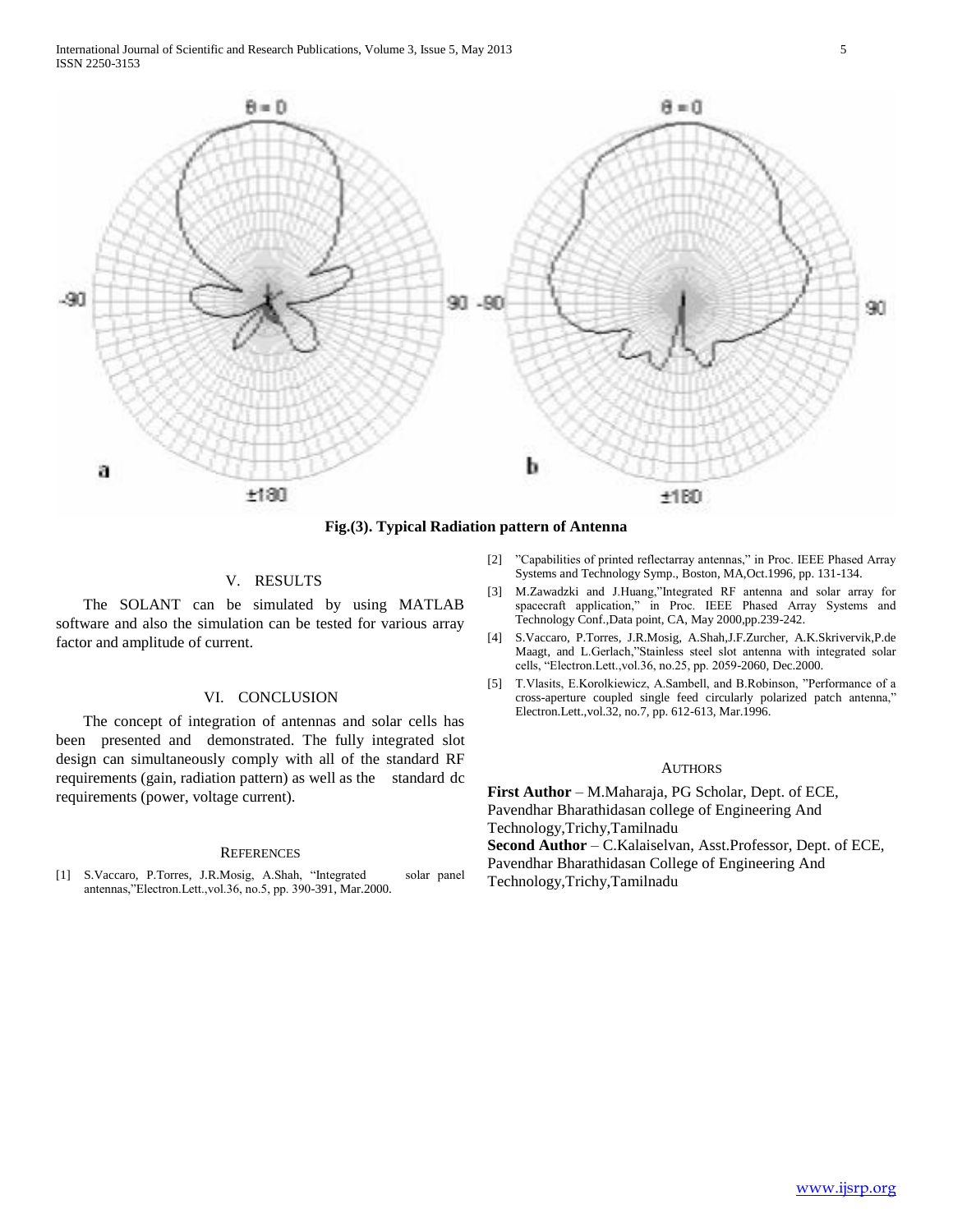θ = 0

-90

90 -90

90

a

±180

θ = 0

b

±180

**Fig.(3). Typical Radiation pattern of Antenna**

## V. RESULTS

The SOLANT can be simulated by using MATLAB software and also the simulation can be tested for various array factor and amplitude of current.

## VI. CONCLUSION

The concept of integration of antennas and solar cells has been presented and demonstrated. The fully integrated slot design can simultaneously comply with all of the standard RF requirements (gain, radiation pattern) as well as the standard dc requirements (power, voltage current).

## REFERENCES

[1] S.Vaccaro, P.Torres, J.R.Mosig, A.Shah, "Integrated solar panel antennas,"Electron.Lett.,vol.36, no.5, pp. 390-391, Mar.2000.

[2] "Capabilities of printed reflectarray antennas," in Proc. IEEE Phased Array Systems and Technology Symp., Boston, MA,Oct.1996, pp. 131-134.

[3] M.Zawadzki and J.Huang,"Integrated RF antenna and solar array for spacecraft application," in Proc. IEEE Phased Array Systems and Technology Conf.,Data point, CA, May 2000,pp.239-242.

[4] S.Vaccaro, P.Torres, J.R.Mosig, A.Shah,J.F.Zurcher, A.K.Skrivervik,P.de Maagt, and L.Gerlach,"Stainless steel slot antenna with integrated solar cells, "Electron.Lett.,vol.36, no.25, pp. 2059-2060, Dec.2000.

[5] T.Vlasits, E.Korolkiewicz, A.Sambell, and B.Robinson, "Performance of a cross-aperture coupled single feed circularly polarized patch antenna," Electron.Lett.,vol.32, no.7, pp. 612-613, Mar.1996.

## AUTHORS

**First Author** – M.Maharaja, PG Scholar, Dept. of ECE, Pavendhar Bharathidasan college of Engineering And Technology,Trichy,Tamilnadu

**Second Author** – C.Kalaiselvan, Asst.Professor, Dept. of ECE, Pavendhar Bharathidasan College of Engineering And Technology,Trichy,Tamilnadu